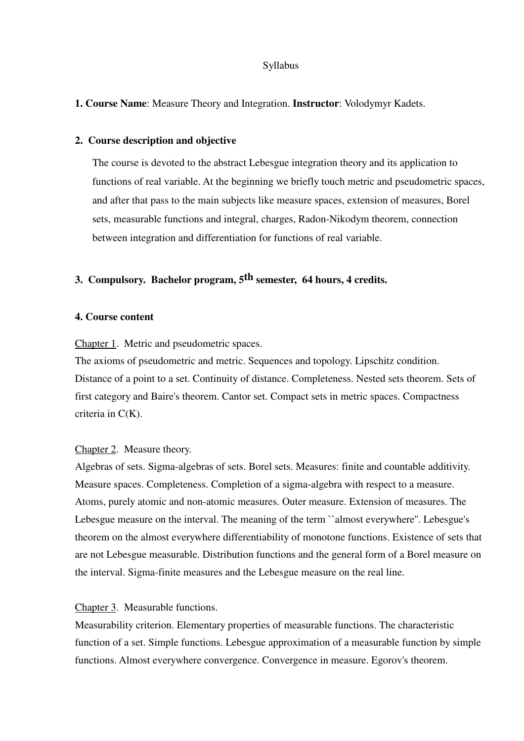# Syllabus

**1. Course Name**: Measure Theory and Integration. **Instructor**: Volodymyr Kadets.

## 2. Course description and objective

The course is devoted to the abstract Lebesgue integration theory and its application to functions of real variable. At the beginning we briefly touch metric and pseudometric spaces, and after that pass to the main subjects like measure spaces, extension of measures, Borel sets, measurable functions and integral, charges, Radon-Nikodym theorem, connection between integration and differentiation for functions of real variable.

## 3. Compulsory. Bachelor program, 5th semester, 64 hours, 4 credits.

## 4. Course content

Chapter 1. Metric and pseudometric spaces.

The axioms of pseudometric and metric. Sequences and topology. Lipschitz condition. Distance of a point to a set. Continuity of distance. Completeness. Nested sets theorem. Sets of first category and Baire's theorem. Cantor set. Compact sets in metric spaces. Compactness criteria in C(K).

Chapter 2. Measure theory.

Algebras of sets. Sigma-algebras of sets. Borel sets. Measures: finite and countable additivity. Measure spaces. Completeness. Completion of a sigma-algebra with respect to a measure. Atoms, purely atomic and non-atomic measures. Outer measure. Extension of measures. The Lebesgue measure on the interval. The meaning of the term ``almost everywhere''. Lebesgue's theorem on the almost everywhere differentiability of monotone functions. Existence of sets that are not Lebesgue measurable. Distribution functions and the general form of a Borel measure on the interval. Sigma-finite measures and the Lebesgue measure on the real line.

Chapter 3. Measurable functions.

Measurability criterion. Elementary properties of measurable functions. The characteristic function of a set. Simple functions. Lebesgue approximation of a measurable function by simple functions. Almost everywhere convergence. Convergence in measure. Egorov's theorem.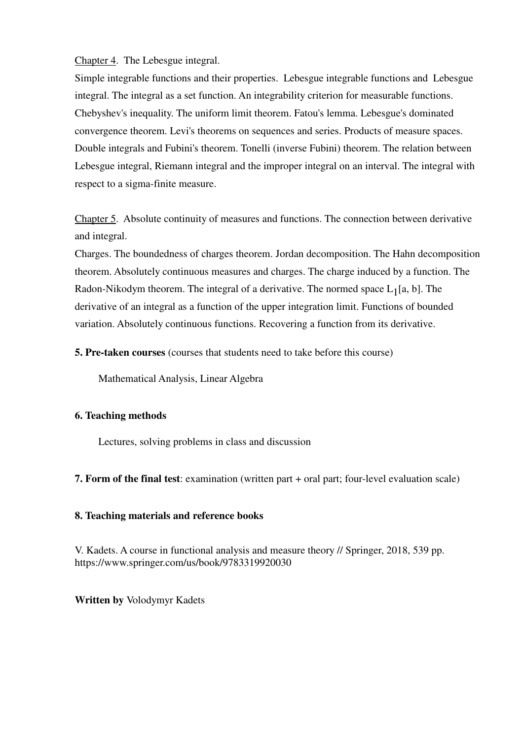<u>Chapter 4</u>. The Lebesgue integral.

Simple integrable functions and their properties. Lebesgue integrable functions and Lebesgue integral. The integral as a set function. An integrability criterion for measurable functions. Chebyshev's inequality. The uniform limit theorem. Fatou's lemma. Lebesgue's dominated convergence theorem. Levi's theorems on sequences and series. Products of measure spaces. Double integrals and Fubini's theorem. Tonelli (inverse Fubini) theorem. The relation between Lebesgue integral, Riemann integral and the improper integral on an interval. The integral with respect to a sigma-finite measure.

<u>Chapter 5</u>. Absolute continuity of measures and functions. The connection between derivative and integral.

Charges. The boundedness of charges theorem. Jordan decomposition. The Hahn decomposition theorem. Absolutely continuous measures and charges. The charge induced by a function. The Radon-Nikodym theorem. The integral of a derivative. The normed space $L_1[a, b]$. The derivative of an integral as a function of the upper integration limit. Functions of bounded variation. Absolutely continuous functions. Recovering a function from its derivative.

**5. Pre-taken courses** (courses that students need to take before this course)

Mathematical Analysis, Linear Algebra

**6. Teaching methods**

Lectures, solving problems in class and discussion

**7. Form of the final test**: examination (written part + oral part; four-level evaluation scale)

**8. Teaching materials and reference books**

V. Kadets. A course in functional analysis and measure theory // Springer, 2018, 539 pp. https://www.springer.com/us/book/9783319920030

**Written by** Volodymyr Kadets